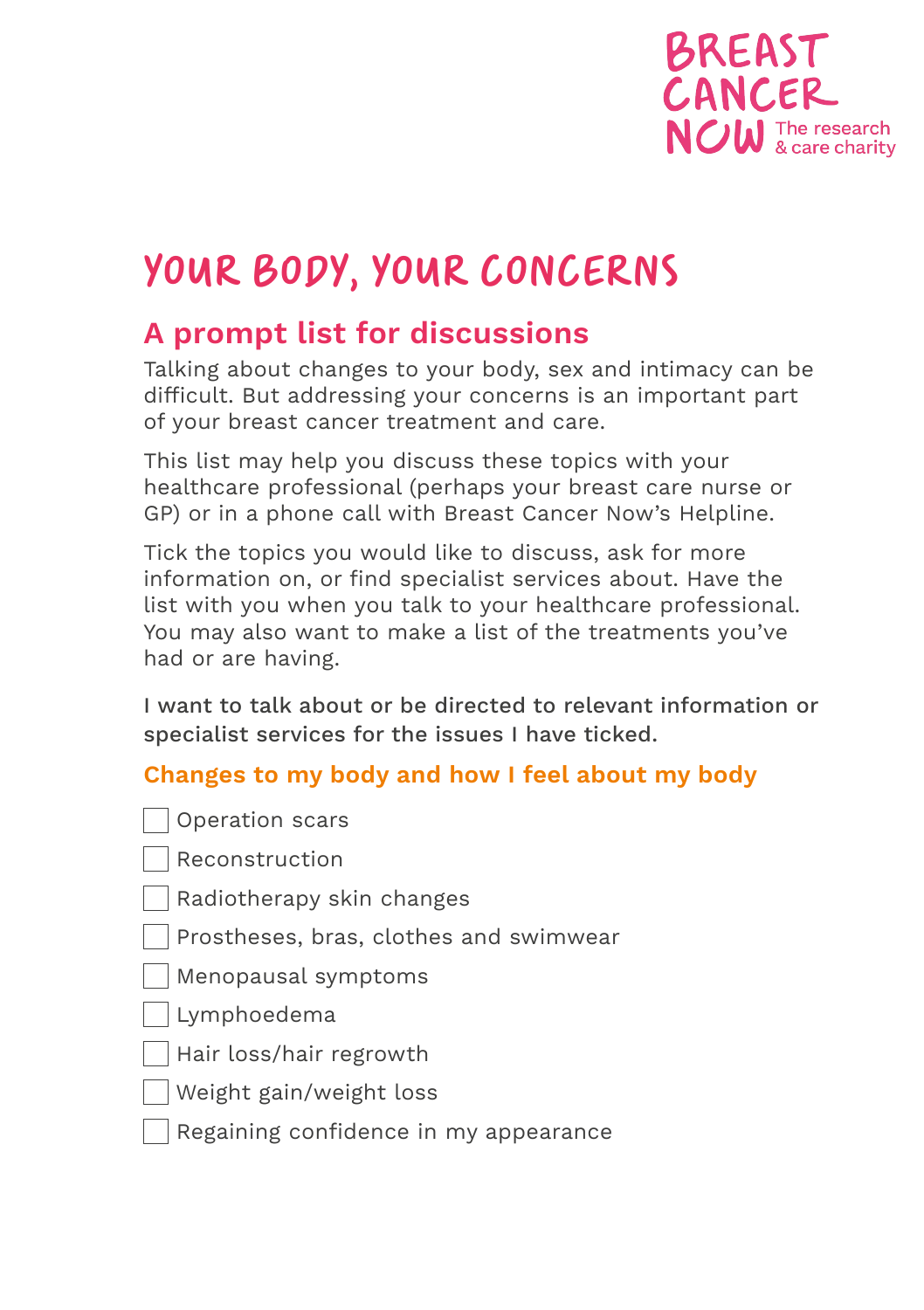BREAST CANCER NOW The research & care charity

# YOUR BODY, YOUR CONCERNS

## A prompt list for discussions

Talking about changes to your body, sex and intimacy can be difficult. But addressing your concerns is an important part of your breast cancer treatment and care.

This list may help you discuss these topics with your healthcare professional (perhaps your breast care nurse or GP) or in a phone call with Breast Cancer Now's Helpline.

Tick the topics you would like to discuss, ask for more information on, or find specialist services about. Have the list with you when you talk to your healthcare professional. You may also want to make a list of the treatments you've had or are having.

I want to talk about or be directed to relevant information or specialist services for the issues I have ticked.

### Changes to my body and how I feel about my body

- [ ] Operation scars
- [ ] Reconstruction
- [ ] Radiotherapy skin changes
- [ ] Prostheses, bras, clothes and swimwear
- [ ] Menopausal symptoms
- [ ] Lymphoedema
- [ ] Hair loss/hair regrowth
- [ ] Weight gain/weight loss
- [ ] Regaining confidence in my appearance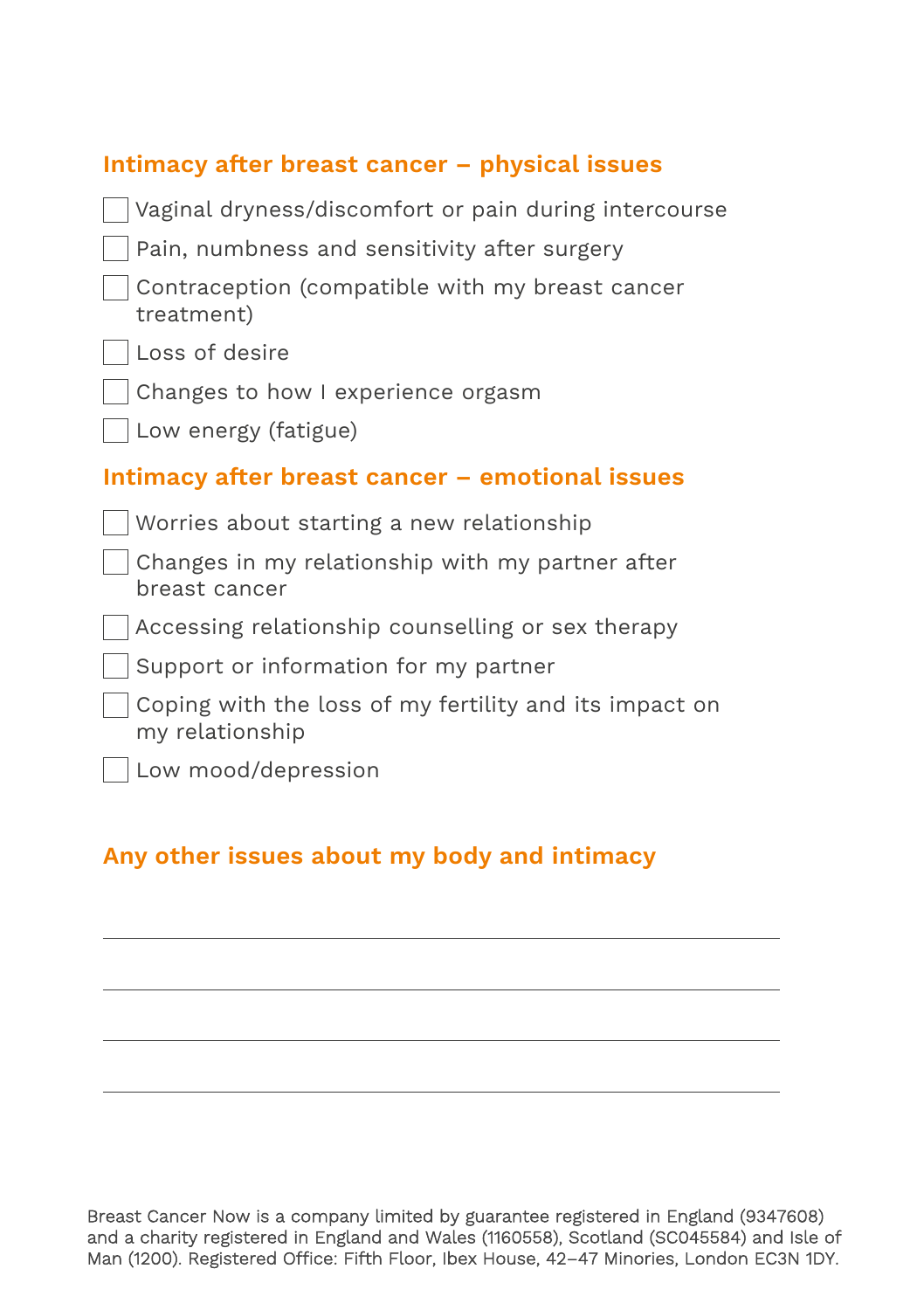## Intimacy after breast cancer – physical issues

- [ ] Vaginal dryness/discomfort or pain during intercourse
- [ ] Pain, numbness and sensitivity after surgery
- [ ] Contraception (compatible with my breast cancer treatment)
- [ ] Loss of desire
- [ ] Changes to how I experience orgasm
- [ ] Low energy (fatigue)

## Intimacy after breast cancer – emotional issues

- [ ] Worries about starting a new relationship
- [ ] Changes in my relationship with my partner after breast cancer
- [ ] Accessing relationship counselling or sex therapy
- [ ] Support or information for my partner
- [ ] Coping with the loss of my fertility and its impact on my relationship
- [ ] Low mood/depression

## Any other issues about my body and intimacy

______________________________________________

______________________________________________

______________________________________________

______________________________________________

Breast Cancer Now is a company limited by guarantee registered in England (9347608) and a charity registered in England and Wales (1160558), Scotland (SC045584) and Isle of Man (1200). Registered Office: Fifth Floor, Ibex House, 42–47 Minories, London EC3N 1DY.